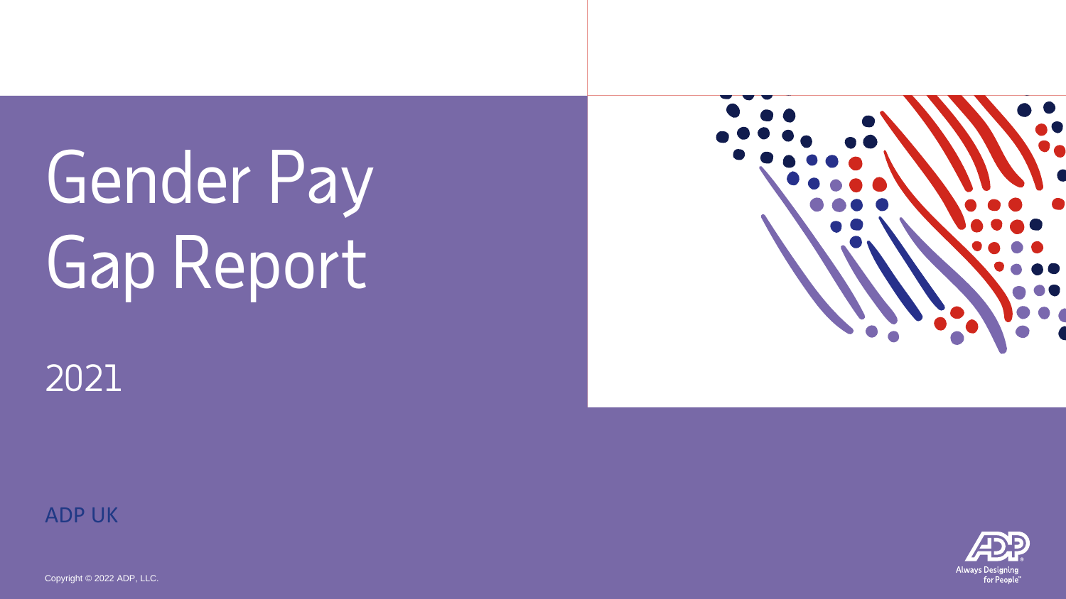# Gender Pay Gap Report

2021

ADP UK

Copyright © 2022 ADP, LLC.

Always Designing for People™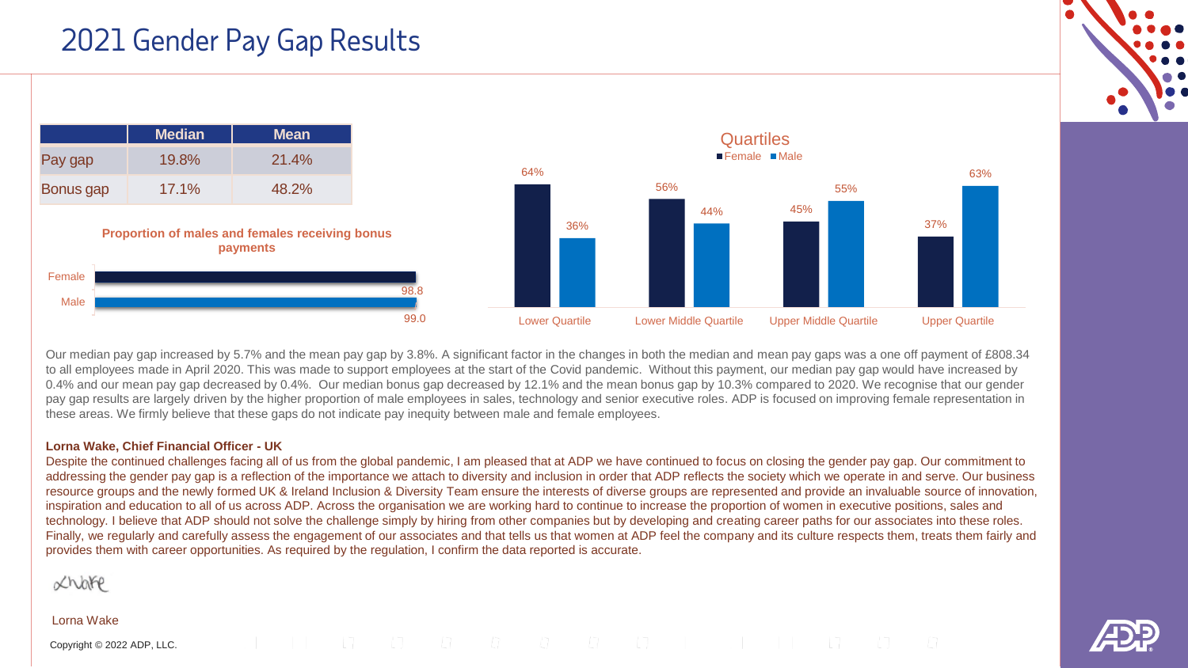# 2021 Gender Pay Gap Results

| | Median | Mean |
|---|---|---|
| Pay gap | 19.8% | 21.4% |
| Bonus gap | 17.1% | 48.2% |

**Proportion of males and females receiving bonus payments**

| | % |
|---|---|
| Female | 98.8 |
| Male | 99.0 |

**Quartiles**

| | Female | Male |
|---|---|---|
| Lower Quartile | 64% | 36% |
| Lower Middle Quartile | 56% | 44% |
| Upper Middle Quartile | 45% | 55% |
| Upper Quartile | 37% | 63% |

Our median pay gap increased by 5.7% and the mean pay gap by 3.8%. A significant factor in the changes in both the median and mean pay gaps was a one off payment of £808.34 to all employees made in April 2020. This was made to support employees at the start of the Covid pandemic. Without this payment, our median pay gap would have increased by 0.4% and our mean pay gap decreased by 0.4%. Our median bonus gap decreased by 12.1% and the mean bonus gap by 10.3% compared to 2020. We recognise that our gender pay gap results are largely driven by the higher proportion of male employees in sales, technology and senior executive roles. ADP is focused on improving female representation in these areas. We firmly believe that these gaps do not indicate pay inequity between male and female employees.

**Lorna Wake, Chief Financial Officer - UK**

Despite the continued challenges facing all of us from the global pandemic, I am pleased that at ADP we have continued to focus on closing the gender pay gap. Our commitment to addressing the gender pay gap is a reflection of the importance we attach to diversity and inclusion in order that ADP reflects the society which we operate in and serve. Our business resource groups and the newly formed UK & Ireland Inclusion & Diversity Team ensure the interests of diverse groups are represented and provide an invaluable source of innovation, inspiration and education to all of us across ADP. Across the organisation we are working hard to continue to increase the proportion of women in executive positions, sales and technology. I believe that ADP should not solve the challenge simply by hiring from other companies but by developing and creating career paths for our associates into these roles. Finally, we regularly and carefully assess the engagement of our associates and that tells us that women at ADP feel the company and its culture respects them, treats them fairly and provides them with career opportunities. As required by the regulation, I confirm the data reported is accurate.

Lorna Wake

Copyright © 2022 ADP, LLC.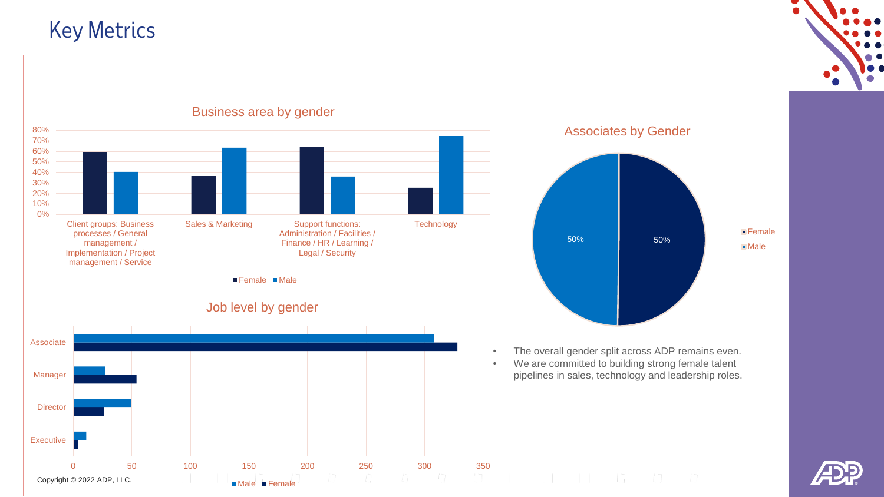# Key Metrics

### Business area by gender

| Business area | Female | Male |
| --- | --- | --- |
| Client groups: Business processes / General management / Implementation / Project management / Service | ~60% | ~40% |
| Sales & Marketing | ~36% | ~64% |
| Support functions: Administration / Facilities / Finance / HR / Learning / Legal / Security | ~64% | ~36% |
| Technology | ~25% | ~75% |

### Job level by gender

| Job level | Male | Female |
| --- | --- | --- |
| Associate | ~308 | ~328 |
| Manager | ~27 | ~54 |
| Director | ~49 | ~26 |
| Executive | ~11 | ~4 |

### Associates by Gender

| Gender | Share |
| --- | --- |
| Female | 50% |
| Male | 50% |

- The overall gender split across ADP remains even.
- We are committed to building strong female talent pipelines in sales, technology and leadership roles.

Copyright © 2022 ADP, LLC.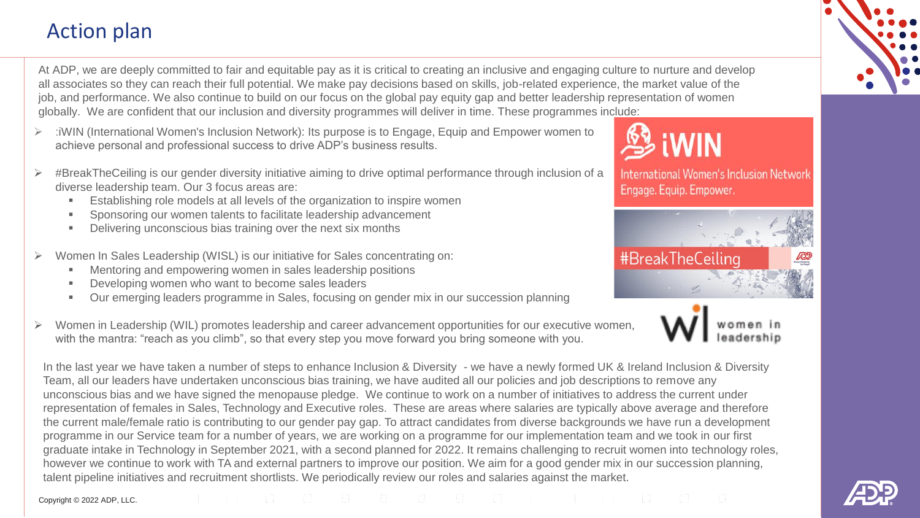# Action plan

At ADP, we are deeply committed to fair and equitable pay as it is critical to creating an inclusive and engaging culture to nurture and develop all associates so they can reach their full potential. We make pay decisions based on skills, job-related experience, the market value of the job, and performance. We also continue to build on our focus on the global pay equity gap and better leadership representation of women globally. We are confident that our inclusion and diversity programmes will deliver in time. These programmes include:

- :iWIN (International Women's Inclusion Network): Its purpose is to Engage, Equip and Empower women to achieve personal and professional success to drive ADP's business results.
- #BreakTheCeiling is our gender diversity initiative aiming to drive optimal performance through inclusion of a diverse leadership team. Our 3 focus areas are:
  - Establishing role models at all levels of the organization to inspire women
  - Sponsoring our women talents to facilitate leadership advancement
  - Delivering unconscious bias training over the next six months
- Women In Sales Leadership (WISL) is our initiative for Sales concentrating on:
  - Mentoring and empowering women in sales leadership positions
  - Developing women who want to become sales leaders
  - Our emerging leaders programme in Sales, focusing on gender mix in our succession planning
- Women in Leadership (WIL) promotes leadership and career advancement opportunities for our executive women, with the mantra: "reach as you climb", so that every step you move forward you bring someone with you.

iWIN
International Women's Inclusion Network
Engage. Equip. Empower.

#BreakTheCeiling

wl women in leadership

In the last year we have taken a number of steps to enhance Inclusion & Diversity - we have a newly formed UK & Ireland Inclusion & Diversity Team, all our leaders have undertaken unconscious bias training, we have audited all our policies and job descriptions to remove any unconscious bias and we have signed the menopause pledge. We continue to work on a number of initiatives to address the current under representation of females in Sales, Technology and Executive roles. These are areas where salaries are typically above average and therefore the current male/female ratio is contributing to our gender pay gap. To attract candidates from diverse backgrounds we have run a development programme in our Service team for a number of years, we are working on a programme for our implementation team and we took in our first graduate intake in Technology in September 2021, with a second planned for 2022. It remains challenging to recruit women into technology roles, however we continue to work with TA and external partners to improve our position. We aim for a good gender mix in our succession planning, talent pipeline initiatives and recruitment shortlists. We periodically review our roles and salaries against the market.

Copyright © 2022 ADP, LLC.